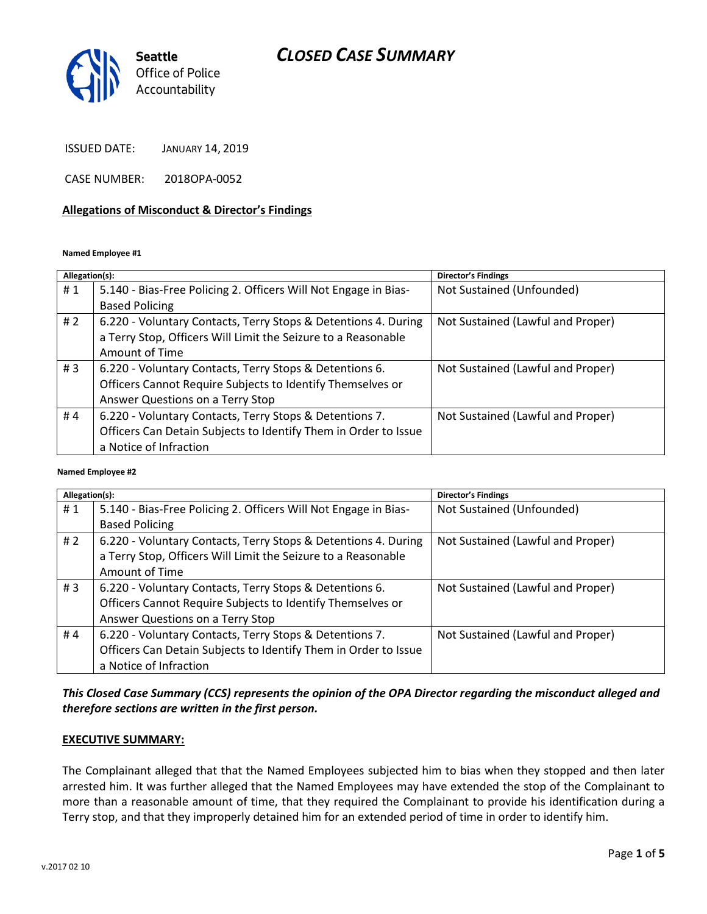Seattle Office of Police Accountability

# CLOSED CASE SUMMARY

ISSUED DATE: JANUARY 14, 2019

CASE NUMBER: 2018OPA-0052

## Allegations of Misconduct & Director's Findings

**Named Employee #1**

| Allegation(s): | | Director's Findings |
|---|---|---|
| # 1 | 5.140 - Bias-Free Policing 2. Officers Will Not Engage in Bias-Based Policing | Not Sustained (Unfounded) |
| # 2 | 6.220 - Voluntary Contacts, Terry Stops & Detentions 4. During a Terry Stop, Officers Will Limit the Seizure to a Reasonable Amount of Time | Not Sustained (Lawful and Proper) |
| # 3 | 6.220 - Voluntary Contacts, Terry Stops & Detentions 6. Officers Cannot Require Subjects to Identify Themselves or Answer Questions on a Terry Stop | Not Sustained (Lawful and Proper) |
| # 4 | 6.220 - Voluntary Contacts, Terry Stops & Detentions 7. Officers Can Detain Subjects to Identify Them in Order to Issue a Notice of Infraction | Not Sustained (Lawful and Proper) |

**Named Employee #2**

| Allegation(s): | | Director's Findings |
|---|---|---|
| # 1 | 5.140 - Bias-Free Policing 2. Officers Will Not Engage in Bias-Based Policing | Not Sustained (Unfounded) |
| # 2 | 6.220 - Voluntary Contacts, Terry Stops & Detentions 4. During a Terry Stop, Officers Will Limit the Seizure to a Reasonable Amount of Time | Not Sustained (Lawful and Proper) |
| # 3 | 6.220 - Voluntary Contacts, Terry Stops & Detentions 6. Officers Cannot Require Subjects to Identify Themselves or Answer Questions on a Terry Stop | Not Sustained (Lawful and Proper) |
| # 4 | 6.220 - Voluntary Contacts, Terry Stops & Detentions 7. Officers Can Detain Subjects to Identify Them in Order to Issue a Notice of Infraction | Not Sustained (Lawful and Proper) |

***This Closed Case Summary (CCS) represents the opinion of the OPA Director regarding the misconduct alleged and therefore sections are written in the first person.***

**EXECUTIVE SUMMARY:**

The Complainant alleged that that the Named Employees subjected him to bias when they stopped and then later arrested him. It was further alleged that the Named Employees may have extended the stop of the Complainant to more than a reasonable amount of time, that they required the Complainant to provide his identification during a Terry stop, and that they improperly detained him for an extended period of time in order to identify him.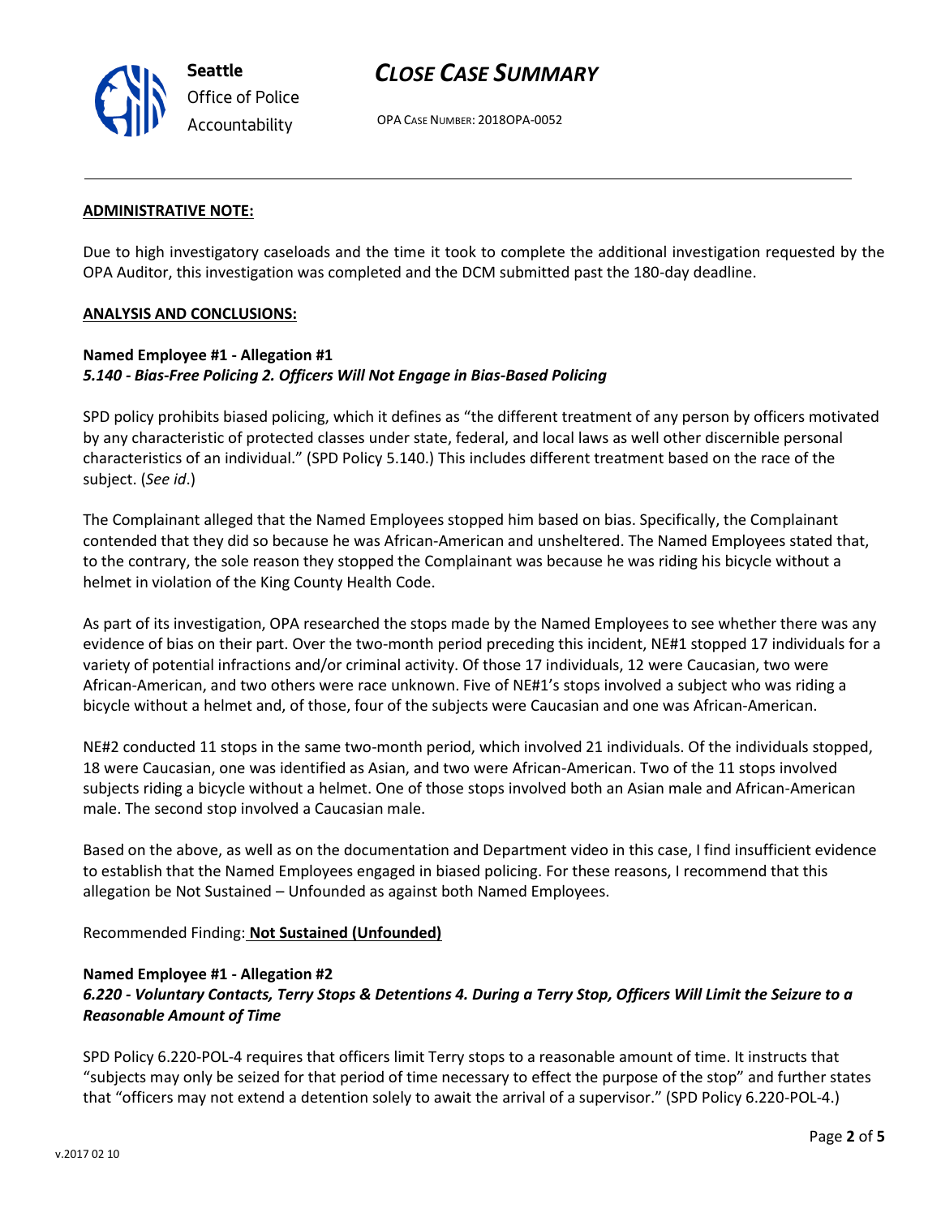**ADMINISTRATIVE NOTE:**

Due to high investigatory caseloads and the time it took to complete the additional investigation requested by the OPA Auditor, this investigation was completed and the DCM submitted past the 180-day deadline.

**ANALYSIS AND CONCLUSIONS:**

**Named Employee #1 - Allegation #1**
***5.140 - Bias-Free Policing 2. Officers Will Not Engage in Bias-Based Policing***

SPD policy prohibits biased policing, which it defines as "the different treatment of any person by officers motivated by any characteristic of protected classes under state, federal, and local laws as well other discernible personal characteristics of an individual." (SPD Policy 5.140.) This includes different treatment based on the race of the subject. (*See id*.)

The Complainant alleged that the Named Employees stopped him based on bias. Specifically, the Complainant contended that they did so because he was African-American and unsheltered. The Named Employees stated that, to the contrary, the sole reason they stopped the Complainant was because he was riding his bicycle without a helmet in violation of the King County Health Code.

As part of its investigation, OPA researched the stops made by the Named Employees to see whether there was any evidence of bias on their part. Over the two-month period preceding this incident, NE#1 stopped 17 individuals for a variety of potential infractions and/or criminal activity. Of those 17 individuals, 12 were Caucasian, two were African-American, and two others were race unknown. Five of NE#1's stops involved a subject who was riding a bicycle without a helmet and, of those, four of the subjects were Caucasian and one was African-American.

NE#2 conducted 11 stops in the same two-month period, which involved 21 individuals. Of the individuals stopped, 18 were Caucasian, one was identified as Asian, and two were African-American. Two of the 11 stops involved subjects riding a bicycle without a helmet. One of those stops involved both an Asian male and African-American male. The second stop involved a Caucasian male.

Based on the above, as well as on the documentation and Department video in this case, I find insufficient evidence to establish that the Named Employees engaged in biased policing. For these reasons, I recommend that this allegation be Not Sustained – Unfounded as against both Named Employees.

Recommended Finding: **Not Sustained (Unfounded)**

**Named Employee #1 - Allegation #2**
***6.220 - Voluntary Contacts, Terry Stops & Detentions 4. During a Terry Stop, Officers Will Limit the Seizure to a Reasonable Amount of Time***

SPD Policy 6.220-POL-4 requires that officers limit Terry stops to a reasonable amount of time. It instructs that "subjects may only be seized for that period of time necessary to effect the purpose of the stop" and further states that "officers may not extend a detention solely to await the arrival of a supervisor." (SPD Policy 6.220-POL-4.)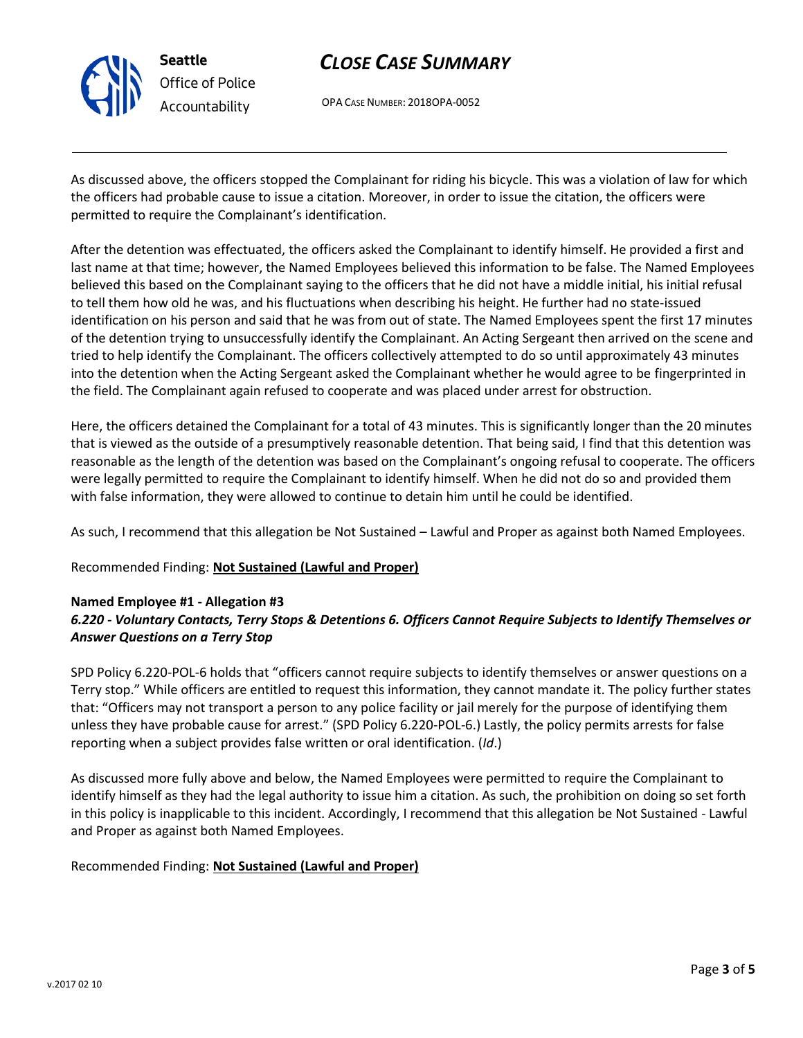As discussed above, the officers stopped the Complainant for riding his bicycle. This was a violation of law for which the officers had probable cause to issue a citation. Moreover, in order to issue the citation, the officers were permitted to require the Complainant's identification.

After the detention was effectuated, the officers asked the Complainant to identify himself. He provided a first and last name at that time; however, the Named Employees believed this information to be false. The Named Employees believed this based on the Complainant saying to the officers that he did not have a middle initial, his initial refusal to tell them how old he was, and his fluctuations when describing his height. He further had no state-issued identification on his person and said that he was from out of state. The Named Employees spent the first 17 minutes of the detention trying to unsuccessfully identify the Complainant. An Acting Sergeant then arrived on the scene and tried to help identify the Complainant. The officers collectively attempted to do so until approximately 43 minutes into the detention when the Acting Sergeant asked the Complainant whether he would agree to be fingerprinted in the field. The Complainant again refused to cooperate and was placed under arrest for obstruction.

Here, the officers detained the Complainant for a total of 43 minutes. This is significantly longer than the 20 minutes that is viewed as the outside of a presumptively reasonable detention. That being said, I find that this detention was reasonable as the length of the detention was based on the Complainant's ongoing refusal to cooperate. The officers were legally permitted to require the Complainant to identify himself. When he did not do so and provided them with false information, they were allowed to continue to detain him until he could be identified.

As such, I recommend that this allegation be Not Sustained – Lawful and Proper as against both Named Employees.

Recommended Finding: **Not Sustained (Lawful and Proper)**

**Named Employee #1 - Allegation #3**
***6.220 - Voluntary Contacts, Terry Stops & Detentions 6. Officers Cannot Require Subjects to Identify Themselves or Answer Questions on a Terry Stop***

SPD Policy 6.220-POL-6 holds that "officers cannot require subjects to identify themselves or answer questions on a Terry stop." While officers are entitled to request this information, they cannot mandate it. The policy further states that: "Officers may not transport a person to any police facility or jail merely for the purpose of identifying them unless they have probable cause for arrest." (SPD Policy 6.220-POL-6.) Lastly, the policy permits arrests for false reporting when a subject provides false written or oral identification. (*Id*.)

As discussed more fully above and below, the Named Employees were permitted to require the Complainant to identify himself as they had the legal authority to issue him a citation. As such, the prohibition on doing so set forth in this policy is inapplicable to this incident. Accordingly, I recommend that this allegation be Not Sustained - Lawful and Proper as against both Named Employees.

Recommended Finding: **Not Sustained (Lawful and Proper)**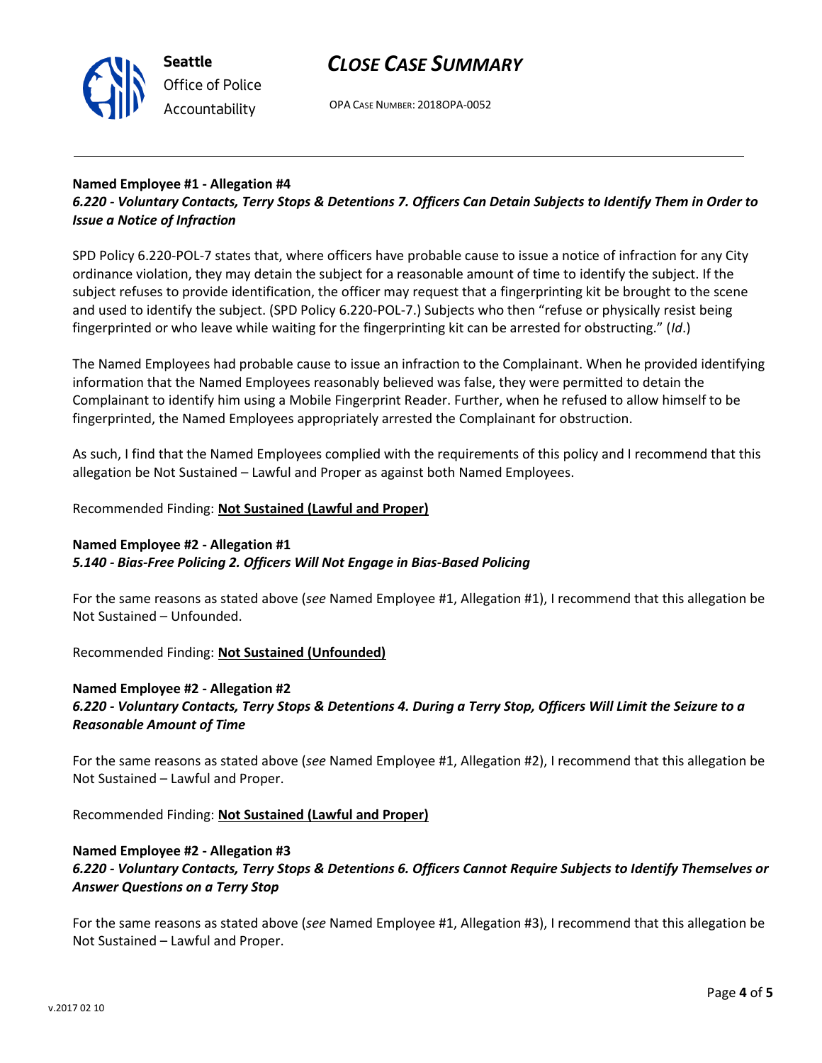**Named Employee #1 - Allegation #4**
***6.220 - Voluntary Contacts, Terry Stops & Detentions 7. Officers Can Detain Subjects to Identify Them in Order to Issue a Notice of Infraction***

SPD Policy 6.220-POL-7 states that, where officers have probable cause to issue a notice of infraction for any City ordinance violation, they may detain the subject for a reasonable amount of time to identify the subject. If the subject refuses to provide identification, the officer may request that a fingerprinting kit be brought to the scene and used to identify the subject. (SPD Policy 6.220-POL-7.) Subjects who then "refuse or physically resist being fingerprinted or who leave while waiting for the fingerprinting kit can be arrested for obstructing." (*Id*.)

The Named Employees had probable cause to issue an infraction to the Complainant. When he provided identifying information that the Named Employees reasonably believed was false, they were permitted to detain the Complainant to identify him using a Mobile Fingerprint Reader. Further, when he refused to allow himself to be fingerprinted, the Named Employees appropriately arrested the Complainant for obstruction.

As such, I find that the Named Employees complied with the requirements of this policy and I recommend that this allegation be Not Sustained – Lawful and Proper as against both Named Employees.

Recommended Finding: **Not Sustained (Lawful and Proper)**

**Named Employee #2 - Allegation #1**
***5.140 - Bias-Free Policing 2. Officers Will Not Engage in Bias-Based Policing***

For the same reasons as stated above (*see* Named Employee #1, Allegation #1), I recommend that this allegation be Not Sustained – Unfounded.

Recommended Finding: **Not Sustained (Unfounded)**

**Named Employee #2 - Allegation #2**
***6.220 - Voluntary Contacts, Terry Stops & Detentions 4. During a Terry Stop, Officers Will Limit the Seizure to a Reasonable Amount of Time***

For the same reasons as stated above (*see* Named Employee #1, Allegation #2), I recommend that this allegation be Not Sustained – Lawful and Proper.

Recommended Finding: **Not Sustained (Lawful and Proper)**

**Named Employee #2 - Allegation #3**
***6.220 - Voluntary Contacts, Terry Stops & Detentions 6. Officers Cannot Require Subjects to Identify Themselves or Answer Questions on a Terry Stop***

For the same reasons as stated above (*see* Named Employee #1, Allegation #3), I recommend that this allegation be Not Sustained – Lawful and Proper.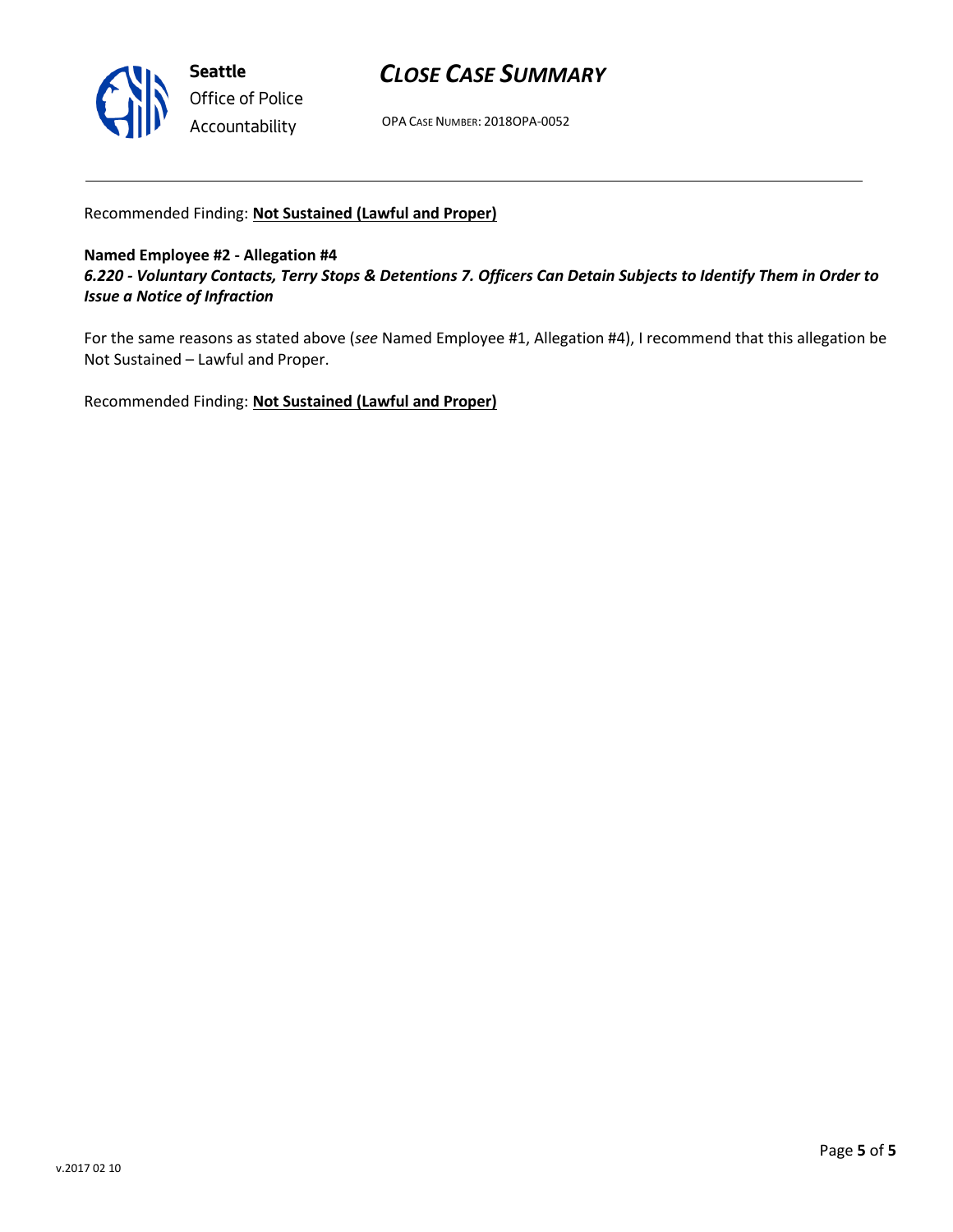Recommended Finding: **Not Sustained (Lawful and Proper)**

**Named Employee #2 - Allegation #4**
***6.220 - Voluntary Contacts, Terry Stops & Detentions 7. Officers Can Detain Subjects to Identify Them in Order to Issue a Notice of Infraction***

For the same reasons as stated above (*see* Named Employee #1, Allegation #4), I recommend that this allegation be Not Sustained – Lawful and Proper.

Recommended Finding: **Not Sustained (Lawful and Proper)**